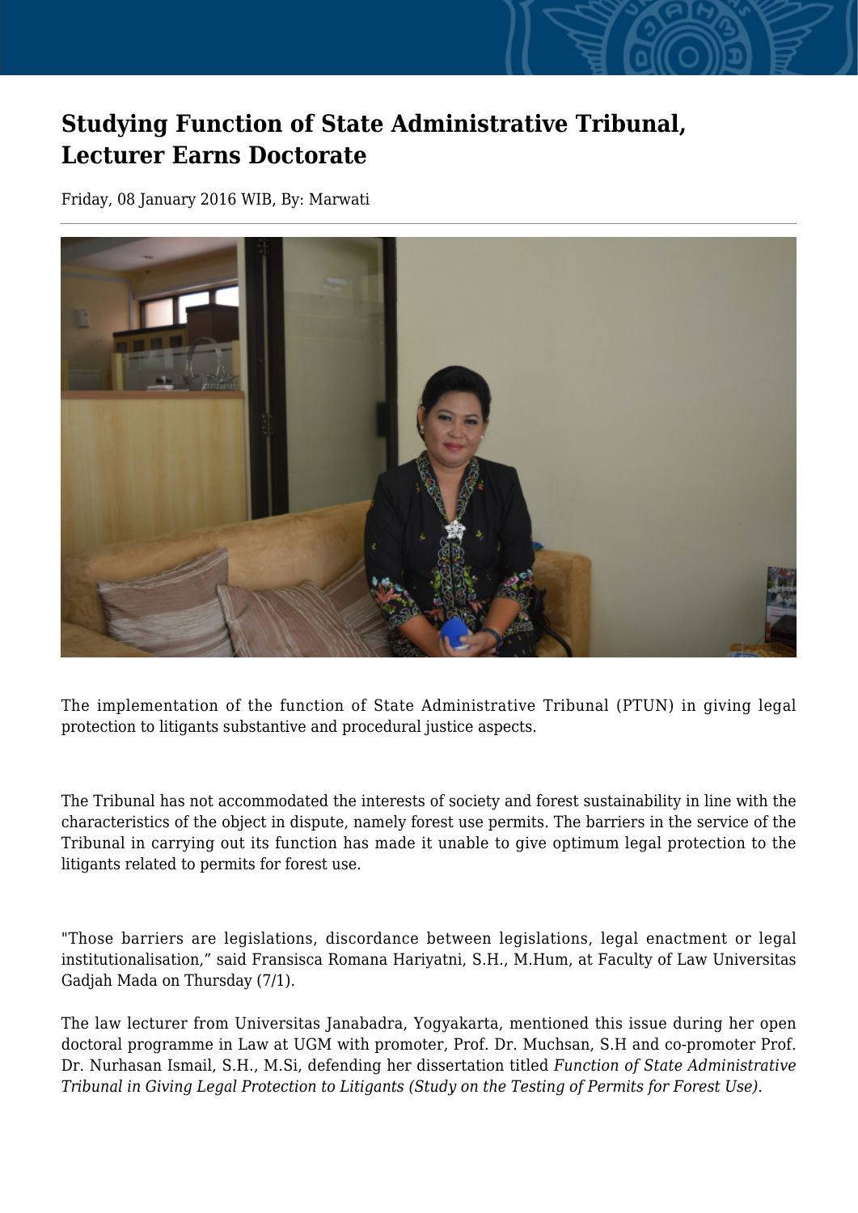# Studying Function of State Administrative Tribunal, Lecturer Earns Doctorate

Friday, 08 January 2016 WIB, By: Marwati

The implementation of the function of State Administrative Tribunal (PTUN) in giving legal protection to litigants substantive and procedural justice aspects.

The Tribunal has not accommodated the interests of society and forest sustainability in line with the characteristics of the object in dispute, namely forest use permits. The barriers in the service of the Tribunal in carrying out its function has made it unable to give optimum legal protection to the litigants related to permits for forest use.

"Those barriers are legislations, discordance between legislations, legal enactment or legal institutionalisation," said Fransisca Romana Hariyatni, S.H., M.Hum, at Faculty of Law Universitas Gadjah Mada on Thursday (7/1).

The law lecturer from Universitas Janabadra, Yogyakarta, mentioned this issue during her open doctoral programme in Law at UGM with promoter, Prof. Dr. Muchsan, S.H and co-promoter Prof. Dr. Nurhasan Ismail, S.H., M.Si, defending her dissertation titled *Function of State Administrative Tribunal in Giving Legal Protection to Litigants (Study on the Testing of Permits for Forest Use)*.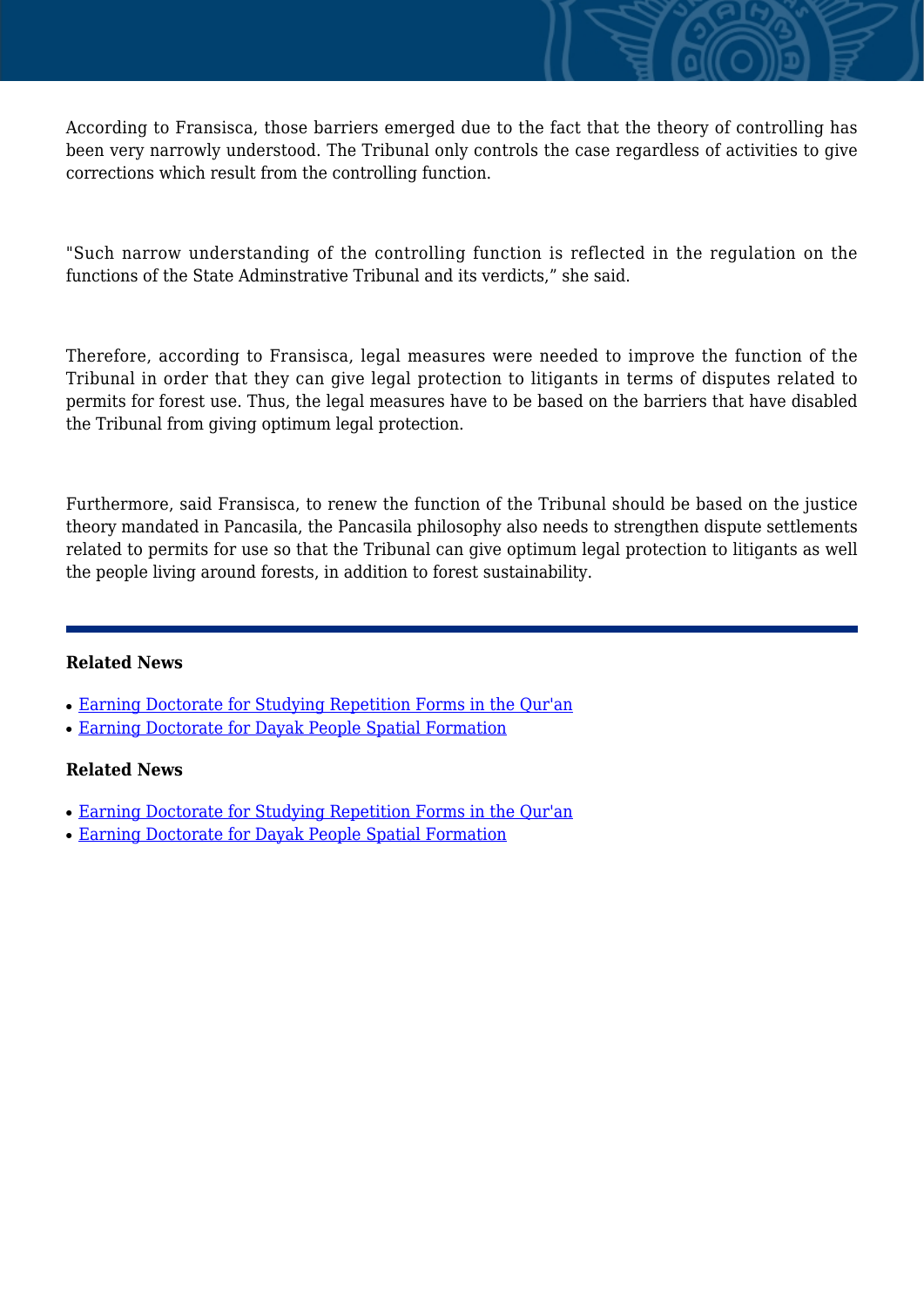According to Fransisca, those barriers emerged due to the fact that the theory of controlling has been very narrowly understood. The Tribunal only controls the case regardless of activities to give corrections which result from the controlling function.

"Such narrow understanding of the controlling function is reflected in the regulation on the functions of the State Adminstrative Tribunal and its verdicts," she said.

Therefore, according to Fransisca, legal measures were needed to improve the function of the Tribunal in order that they can give legal protection to litigants in terms of disputes related to permits for forest use. Thus, the legal measures have to be based on the barriers that have disabled the Tribunal from giving optimum legal protection.

Furthermore, said Fransisca, to renew the function of the Tribunal should be based on the justice theory mandated in Pancasila, the Pancasila philosophy also needs to strengthen dispute settlements related to permits for use so that the Tribunal can give optimum legal protection to litigants as well the people living around forests, in addition to forest sustainability.

---

**Related News**

- Earning Doctorate for Studying Repetition Forms in the Qur'an
- Earning Doctorate for Dayak People Spatial Formation

**Related News**

- Earning Doctorate for Studying Repetition Forms in the Qur'an
- Earning Doctorate for Dayak People Spatial Formation